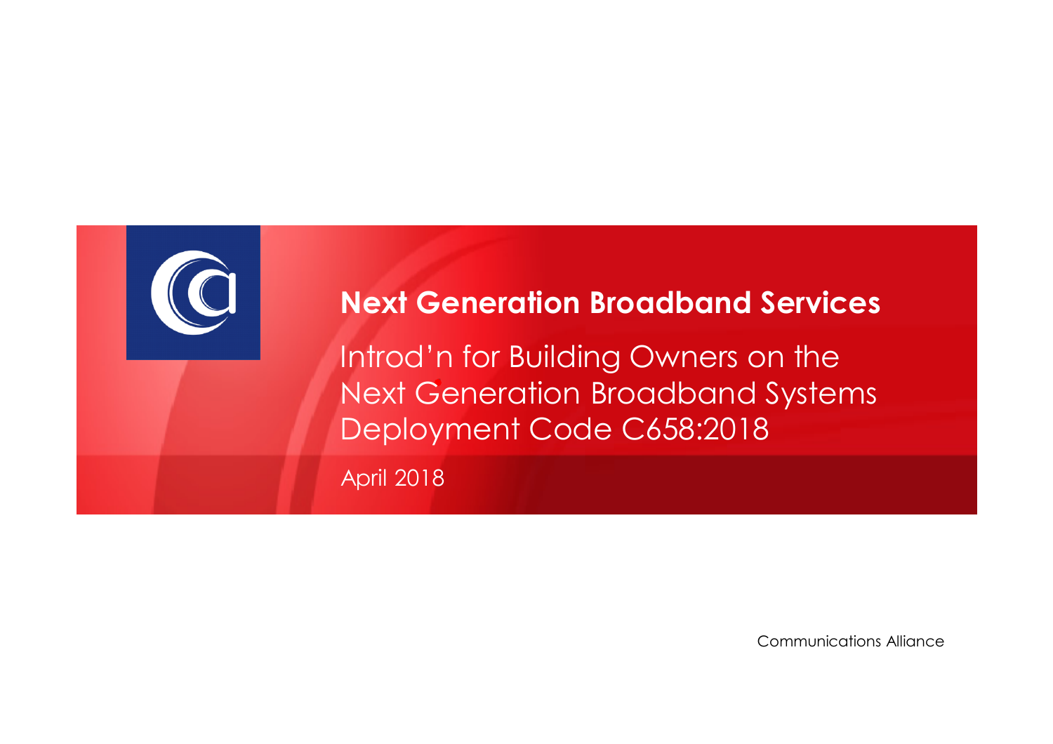# Next Generation Broadband Services

Introd'n for Building Owners on the Next Generation Broadband Systems Deployment Code C658:2018

April 2018

Communications Alliance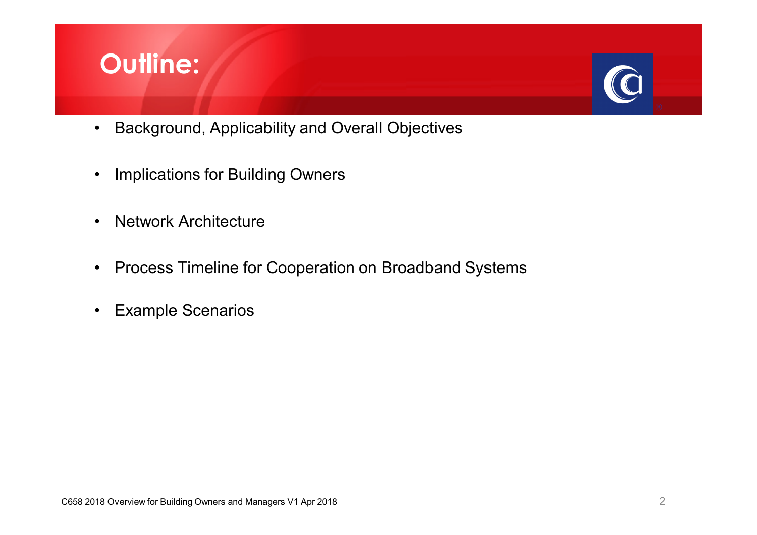# Outline:

- Background, Applicability and Overall Objectives
- Implications for Building Owners
- Network Architecture
- Process Timeline for Cooperation on Broadband Systems
- Example Scenarios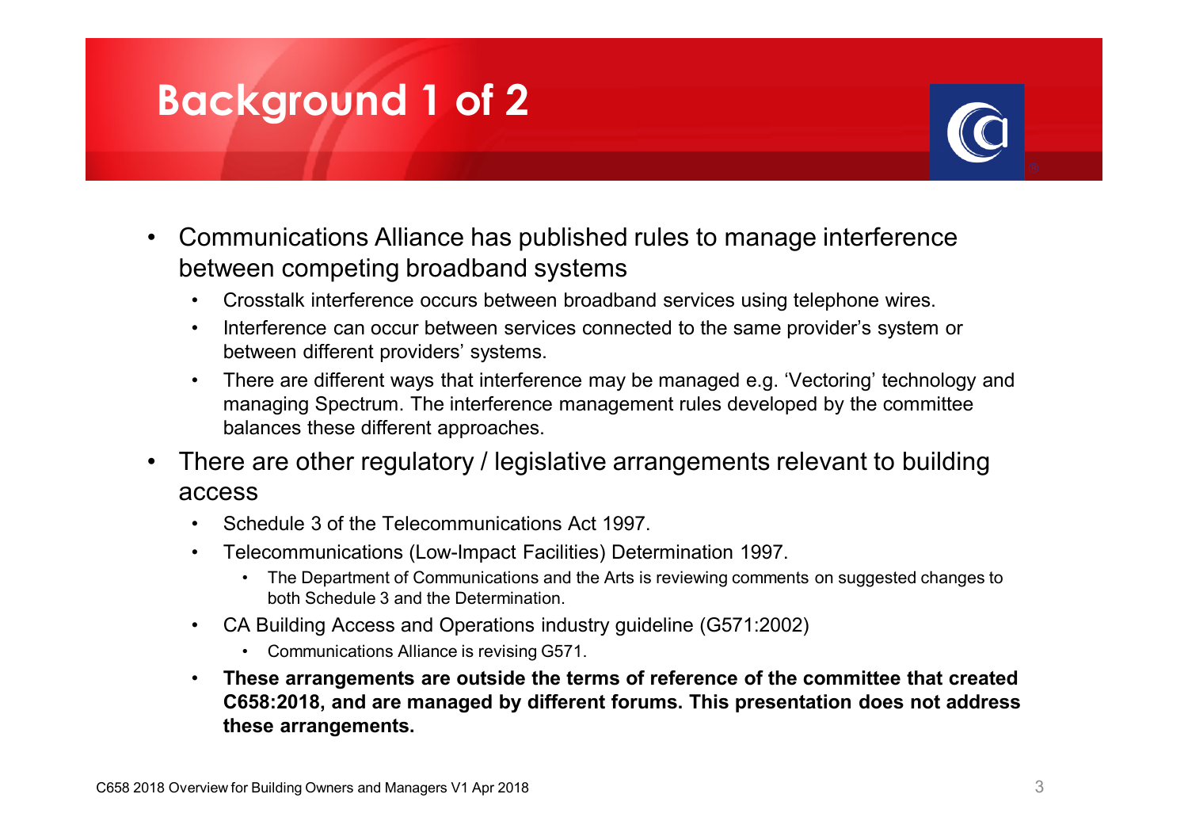# Background 1 of 2

- Communications Alliance has published rules to manage interference between competing broadband systems
  - Crosstalk interference occurs between broadband services using telephone wires.
  - Interference can occur between services connected to the same provider's system or between different providers' systems.
  - There are different ways that interference may be managed e.g. 'Vectoring' technology and managing Spectrum. The interference management rules developed by the committee balances these different approaches.
- There are other regulatory / legislative arrangements relevant to building access
  - Schedule 3 of the Telecommunications Act 1997.
  - Telecommunications (Low-Impact Facilities) Determination 1997.
    - The Department of Communications and the Arts is reviewing comments on suggested changes to both Schedule 3 and the Determination.
  - CA Building Access and Operations industry guideline (G571:2002)
    - Communications Alliance is revising G571.
  - **These arrangements are outside the terms of reference of the committee that created C658:2018, and are managed by different forums. This presentation does not address these arrangements.**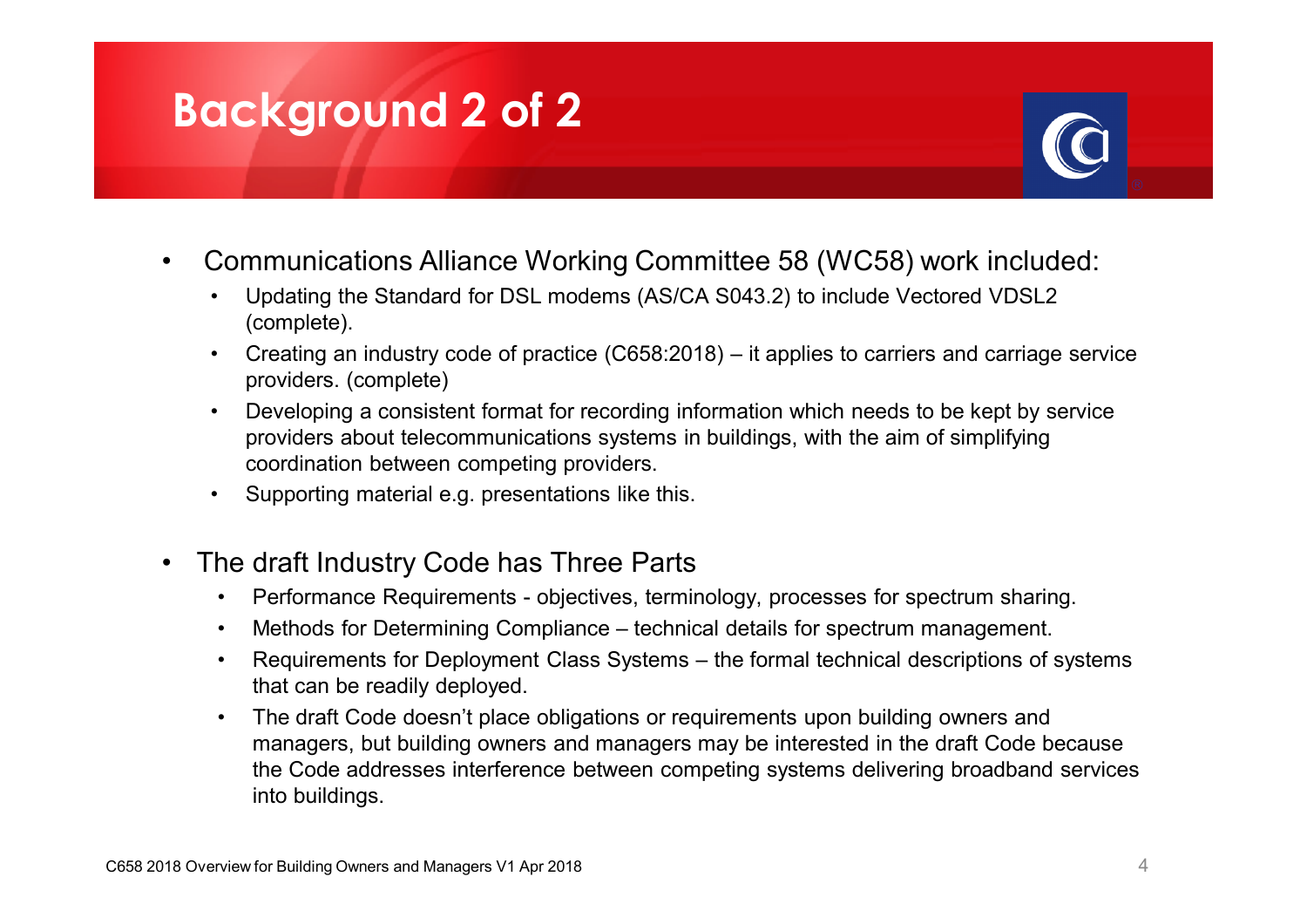# Background 2 of 2

- Communications Alliance Working Committee 58 (WC58) work included:
  - Updating the Standard for DSL modems (AS/CA S043.2) to include Vectored VDSL2 (complete).
  - Creating an industry code of practice (C658:2018) – it applies to carriers and carriage service providers. (complete)
  - Developing a consistent format for recording information which needs to be kept by service providers about telecommunications systems in buildings, with the aim of simplifying coordination between competing providers.
  - Supporting material e.g. presentations like this.

- The draft Industry Code has Three Parts
  - Performance Requirements - objectives, terminology, processes for spectrum sharing.
  - Methods for Determining Compliance – technical details for spectrum management.
  - Requirements for Deployment Class Systems – the formal technical descriptions of systems that can be readily deployed.
  - The draft Code doesn't place obligations or requirements upon building owners and managers, but building owners and managers may be interested in the draft Code because the Code addresses interference between competing systems delivering broadband services into buildings.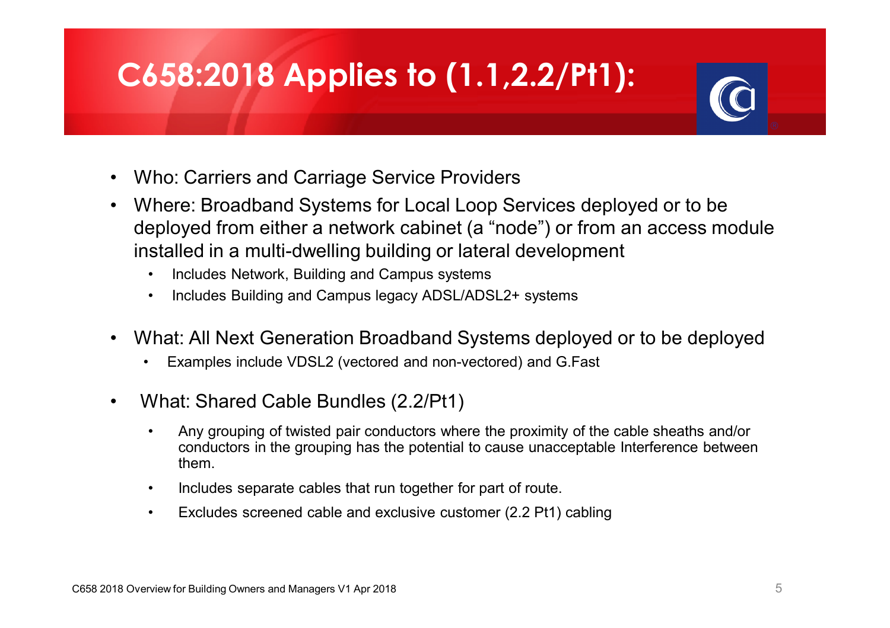# C658:2018 Applies to (1.1,2.2/Pt1):

- Who: Carriers and Carriage Service Providers
- Where: Broadband Systems for Local Loop Services deployed or to be deployed from either a network cabinet (a “node”) or from an access module installed in a multi-dwelling building or lateral development
  - Includes Network, Building and Campus systems
  - Includes Building and Campus legacy ADSL/ADSL2+ systems
- What: All Next Generation Broadband Systems deployed or to be deployed
  - Examples include VDSL2 (vectored and non-vectored) and G.Fast
- What: Shared Cable Bundles (2.2/Pt1)
  - Any grouping of twisted pair conductors where the proximity of the cable sheaths and/or conductors in the grouping has the potential to cause unacceptable Interference between them.
  - Includes separate cables that run together for part of route.
  - Excludes screened cable and exclusive customer (2.2 Pt1) cabling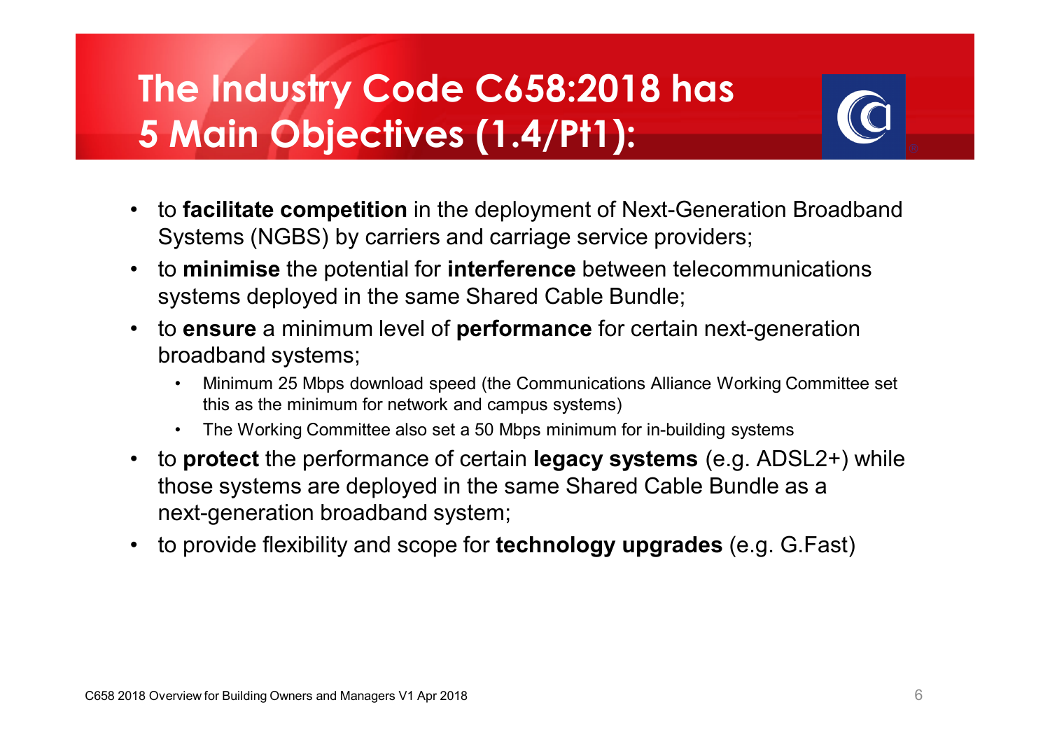# The Industry Code C658:2018 has 5 Main Objectives (1.4/Pt1):

- to **facilitate competition** in the deployment of Next-Generation Broadband Systems (NGBS) by carriers and carriage service providers;
- to **minimise** the potential for **interference** between telecommunications systems deployed in the same Shared Cable Bundle;
- to **ensure** a minimum level of **performance** for certain next-generation broadband systems;
  - Minimum 25 Mbps download speed (the Communications Alliance Working Committee set this as the minimum for network and campus systems)
  - The Working Committee also set a 50 Mbps minimum for in-building systems
- to **protect** the performance of certain **legacy systems** (e.g. ADSL2+) while those systems are deployed in the same Shared Cable Bundle as a next-generation broadband system;
- to provide flexibility and scope for **technology upgrades** (e.g. G.Fast)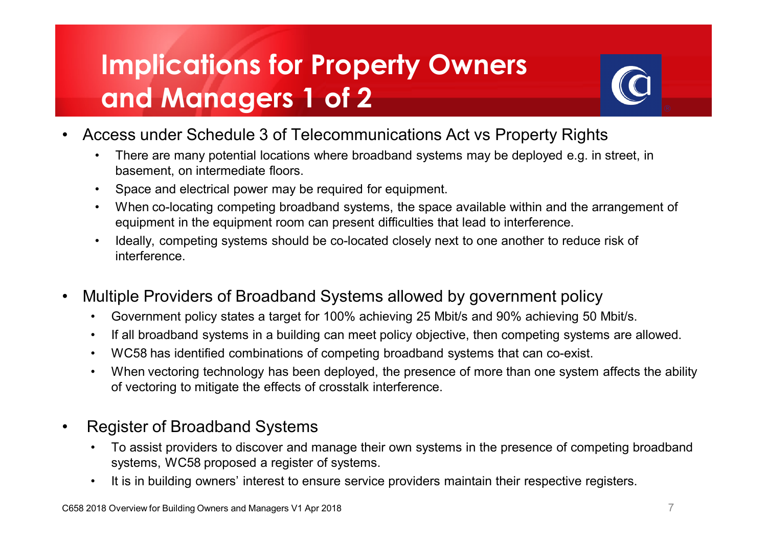# Implications for Property Owners and Managers 1 of 2

- Access under Schedule 3 of Telecommunications Act vs Property Rights
  - There are many potential locations where broadband systems may be deployed e.g. in street, in basement, on intermediate floors.
  - Space and electrical power may be required for equipment.
  - When co-locating competing broadband systems, the space available within and the arrangement of equipment in the equipment room can present difficulties that lead to interference.
  - Ideally, competing systems should be co-located closely next to one another to reduce risk of interference.
- Multiple Providers of Broadband Systems allowed by government policy
  - Government policy states a target for 100% achieving 25 Mbit/s and 90% achieving 50 Mbit/s.
  - If all broadband systems in a building can meet policy objective, then competing systems are allowed.
  - WC58 has identified combinations of competing broadband systems that can co-exist.
  - When vectoring technology has been deployed, the presence of more than one system affects the ability of vectoring to mitigate the effects of crosstalk interference.
- Register of Broadband Systems
  - To assist providers to discover and manage their own systems in the presence of competing broadband systems, WC58 proposed a register of systems.
  - It is in building owners' interest to ensure service providers maintain their respective registers.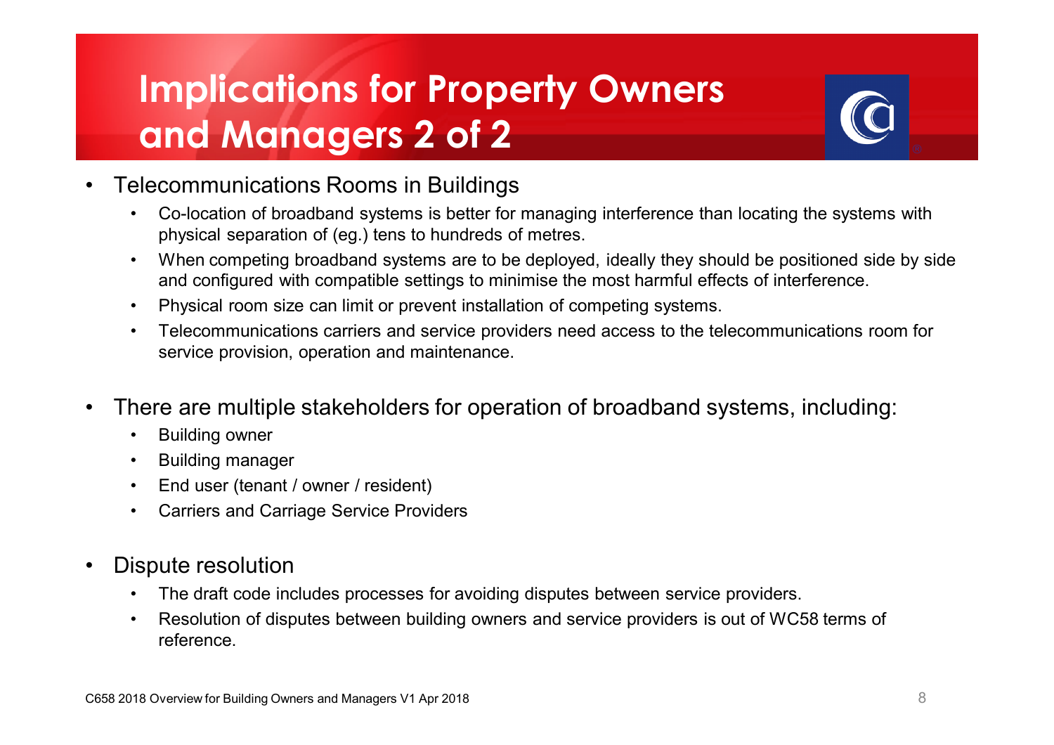# Implications for Property Owners and Managers 2 of 2

- Telecommunications Rooms in Buildings
  - Co-location of broadband systems is better for managing interference than locating the systems with physical separation of (eg.) tens to hundreds of metres.
  - When competing broadband systems are to be deployed, ideally they should be positioned side by side and configured with compatible settings to minimise the most harmful effects of interference.
  - Physical room size can limit or prevent installation of competing systems.
  - Telecommunications carriers and service providers need access to the telecommunications room for service provision, operation and maintenance.

- There are multiple stakeholders for operation of broadband systems, including:
  - Building owner
  - Building manager
  - End user (tenant / owner / resident)
  - Carriers and Carriage Service Providers

- Dispute resolution
  - The draft code includes processes for avoiding disputes between service providers.
  - Resolution of disputes between building owners and service providers is out of WC58 terms of reference.

C658 2018 Overview for Building Owners and Managers V1 Apr 2018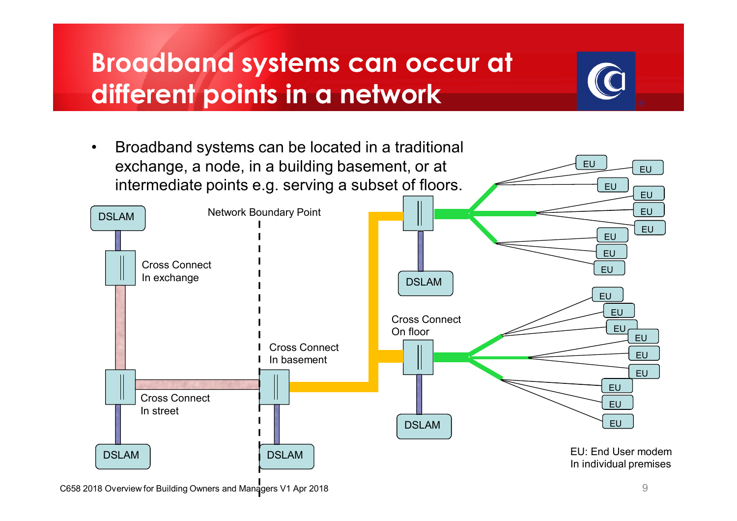# Broadband systems can occur at different points in a network

- Broadband systems can be located in a traditional exchange, a node, in a building basement, or at intermediate points e.g. serving a subset of floors.

DSLAM

Cross Connect In exchange

Network Boundary Point

Cross Connect In basement

Cross Connect In street

DSLAM

DSLAM

Cross Connect On floor

DSLAM

DSLAM

EU: End User modem In individual premises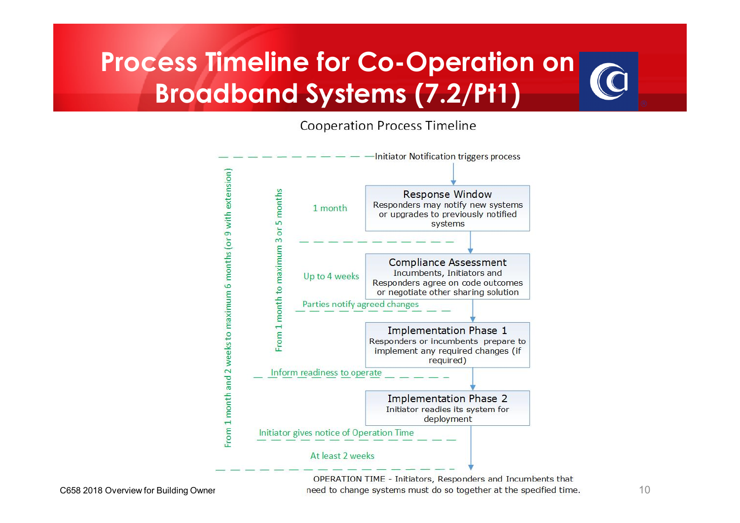# Process Timeline for Co-Operation on Broadband Systems (7.2/Pt1)

## Cooperation Process Timeline

Initiator Notification triggers process

**Response Window** (1 month)
Responders may notify new systems or upgrades to previously notified systems

**Compliance Assessment** (Up to 4 weeks)
Incumbents, Initiators and Responders agree on code outcomes or negotiate other sharing solution

Parties notify agreed changes

*From 1 month to maximum 3 or 5 months*

**Implementation Phase 1**
Responders or incumbents prepare to implement any required changes (if required)

Inform readiness to operate

**Implementation Phase 2**
Initiator readies its system for deployment

Initiator gives notice of Operation Time

At least 2 weeks

*From 1 month and 2 weeks to maximum 6 months (or 9 with extension)*

OPERATION TIME - Initiators, Responders and Incumbents that need to change systems must do so together at the specified time.

C658 2018 Overview for Building Owner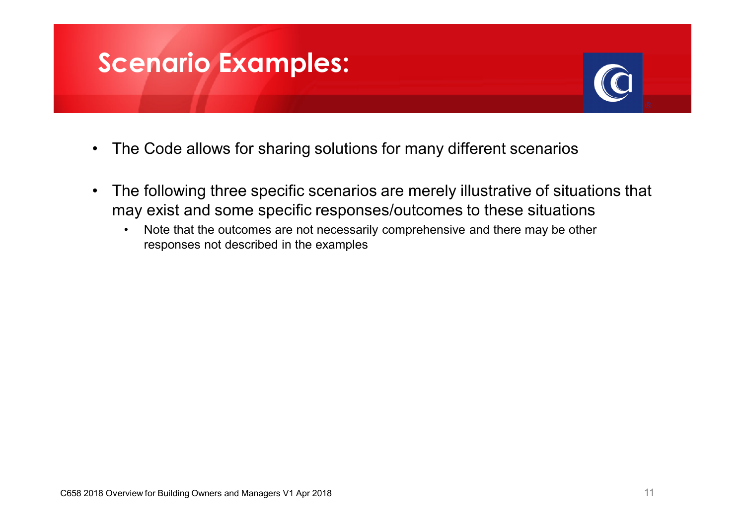# Scenario Examples:

- The Code allows for sharing solutions for many different scenarios
- The following three specific scenarios are merely illustrative of situations that may exist and some specific responses/outcomes to these situations
  - Note that the outcomes are not necessarily comprehensive and there may be other responses not described in the examples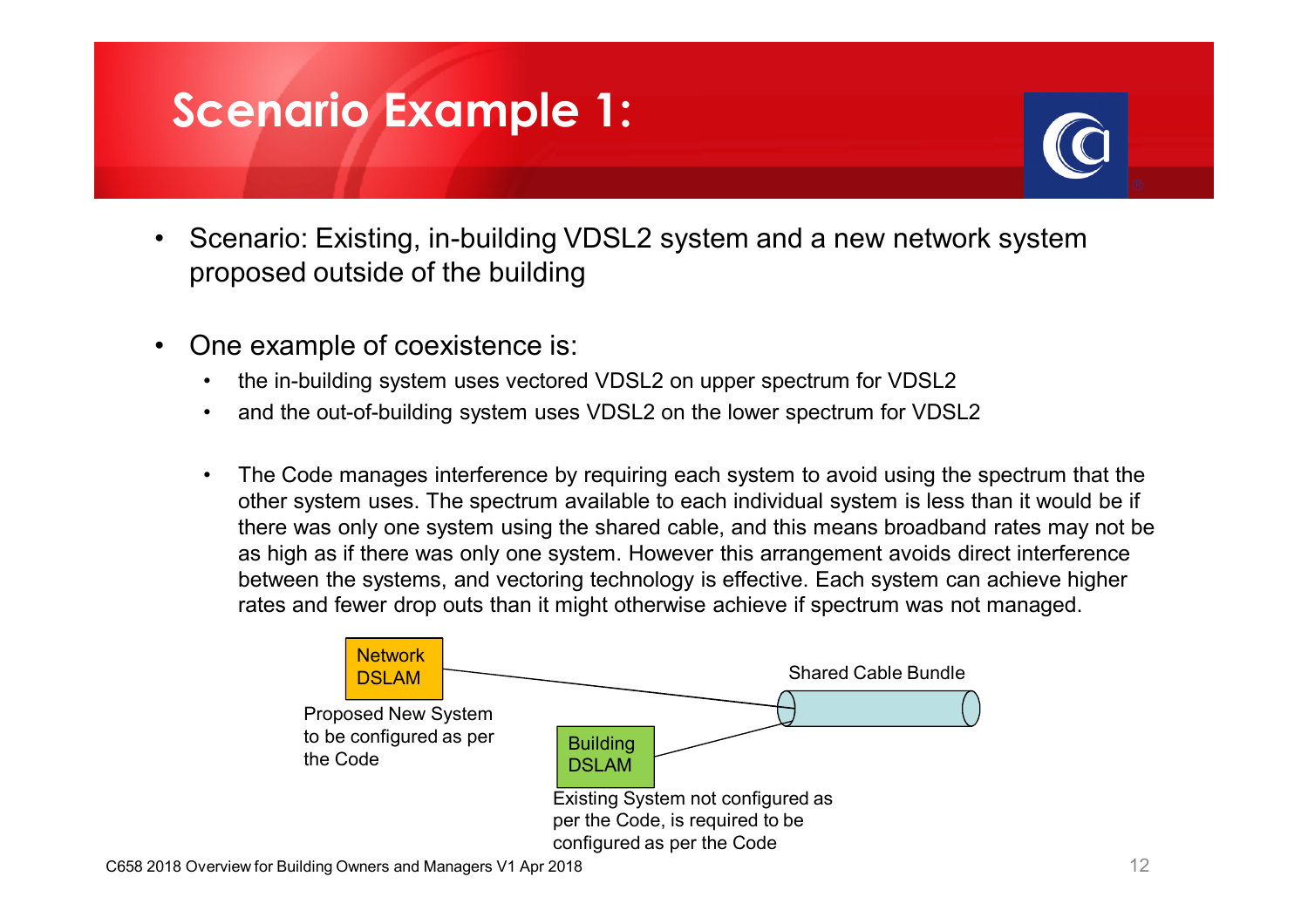# Scenario Example 1:

- Scenario: Existing, in-building VDSL2 system and a new network system proposed outside of the building
- One example of coexistence is:
  - the in-building system uses vectored VDSL2 on upper spectrum for VDSL2
  - and the out-of-building system uses VDSL2 on the lower spectrum for VDSL2
  - The Code manages interference by requiring each system to avoid using the spectrum that the other system uses. The spectrum available to each individual system is less than it would be if there was only one system using the shared cable, and this means broadband rates may not be as high as if there was only one system. However this arrangement avoids direct interference between the systems, and vectoring technology is effective. Each system can achieve higher rates and fewer drop outs than it might otherwise achieve if spectrum was not managed.

Network DSLAM

Proposed New System to be configured as per the Code

Shared Cable Bundle

Building DSLAM

Existing System not configured as per the Code, is required to be configured as per the Code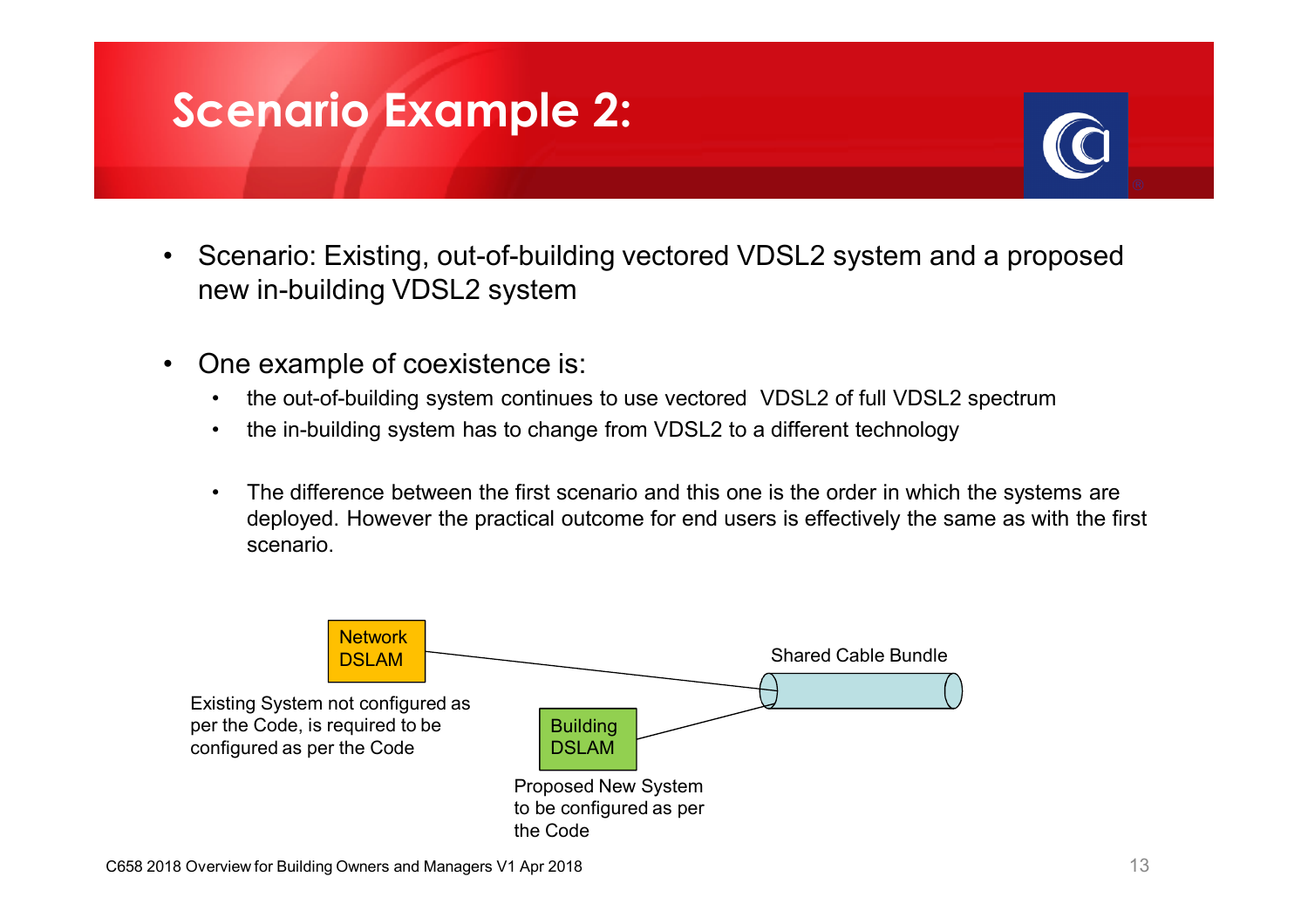# Scenario Example 2:

- Scenario: Existing, out-of-building vectored VDSL2 system and a proposed new in-building VDSL2 system

- One example of coexistence is:
  - the out-of-building system continues to use vectored VDSL2 of full VDSL2 spectrum
  - the in-building system has to change from VDSL2 to a different technology

  - The difference between the first scenario and this one is the order in which the systems are deployed. However the practical outcome for end users is effectively the same as with the first scenario.

Network DSLAM

Existing System not configured as per the Code, is required to be configured as per the Code

Shared Cable Bundle

Building DSLAM

Proposed New System to be configured as per the Code

C658 2018 Overview for Building Owners and Managers V1 Apr 2018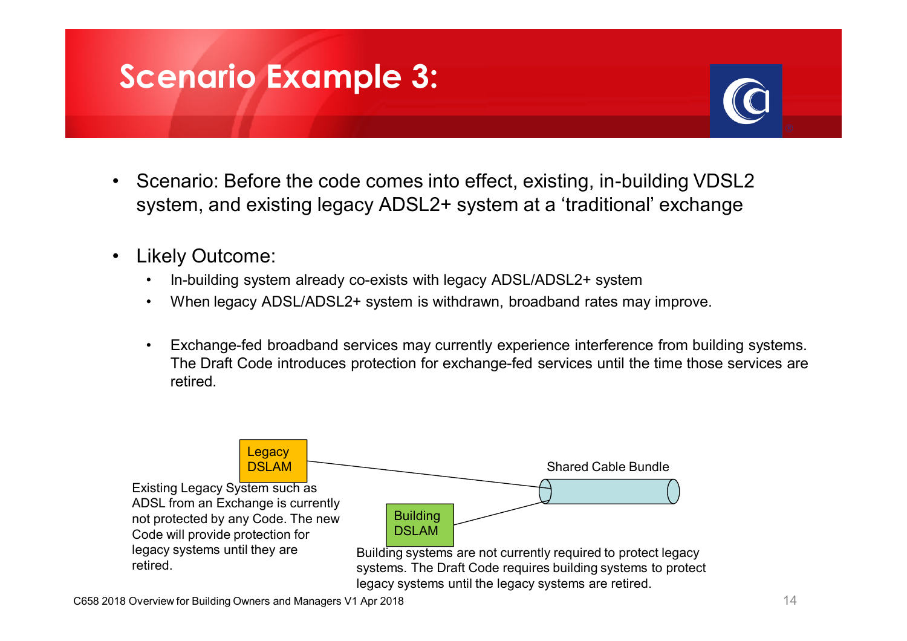# Scenario Example 3:

- Scenario: Before the code comes into effect, existing, in-building VDSL2 system, and existing legacy ADSL2+ system at a 'traditional' exchange

- Likely Outcome:
  - In-building system already co-exists with legacy ADSL/ADSL2+ system
  - When legacy ADSL/ADSL2+ system is withdrawn, broadband rates may improve.
  - Exchange-fed broadband services may currently experience interference from building systems. The Draft Code introduces protection for exchange-fed services until the time those services are retired.

Legacy DSLAM

Shared Cable Bundle

Existing Legacy System such as ADSL from an Exchange is currently not protected by any Code. The new Code will provide protection for legacy systems until they are retired.

Building DSLAM

Building systems are not currently required to protect legacy systems. The Draft Code requires building systems to protect legacy systems until the legacy systems are retired.

C658 2018 Overview for Building Owners and Managers V1 Apr 2018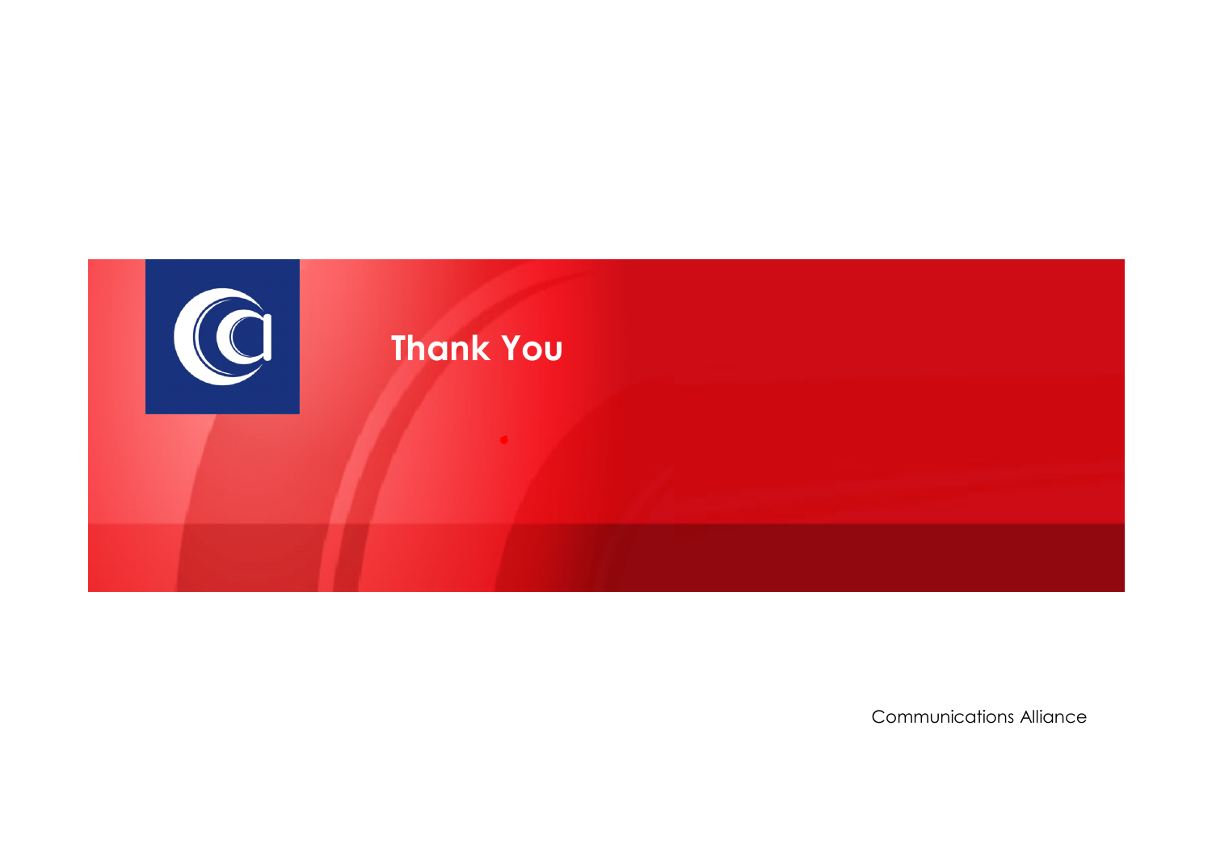# Thank You

Communications Alliance